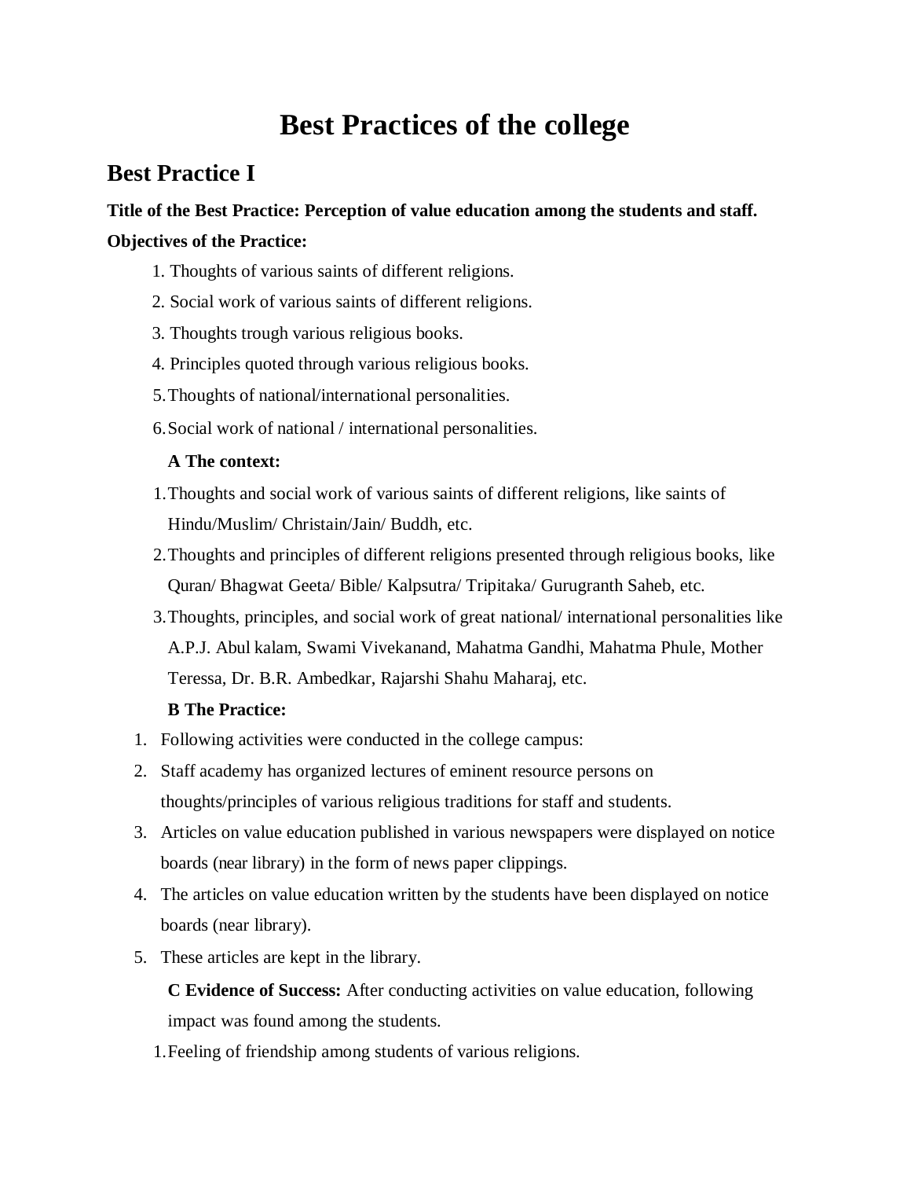# Best Practices of the college

## Best Practice I

**Title of the Best Practice: Perception of value education among the students and staff.**

**Objectives of the Practice:**

1. Thoughts of various saints of different religions.
2. Social work of various saints of different religions.
3. Thoughts trough various religious books.
4. Principles quoted through various religious books.
5. Thoughts of national/international personalities.
6. Social work of national / international personalities.

**A The context:**

1. Thoughts and social work of various saints of different religions, like saints of Hindu/Muslim/ Christain/Jain/ Buddh, etc.
2. Thoughts and principles of different religions presented through religious books, like Quran/ Bhagwat Geeta/ Bible/ Kalpsutra/ Tripitaka/ Gurugranth Saheb, etc.
3. Thoughts, principles, and social work of great national/ international personalities like A.P.J. Abul kalam, Swami Vivekanand, Mahatma Gandhi, Mahatma Phule, Mother Teressa, Dr. B.R. Ambedkar, Rajarshi Shahu Maharaj, etc.

**B The Practice:**

1. Following activities were conducted in the college campus:
2. Staff academy has organized lectures of eminent resource persons on thoughts/principles of various religious traditions for staff and students.
3. Articles on value education published in various newspapers were displayed on notice boards (near library) in the form of news paper clippings.
4. The articles on value education written by the students have been displayed on notice boards (near library).
5. These articles are kept in the library.

**C Evidence of Success:** After conducting activities on value education, following impact was found among the students.

1. Feeling of friendship among students of various religions.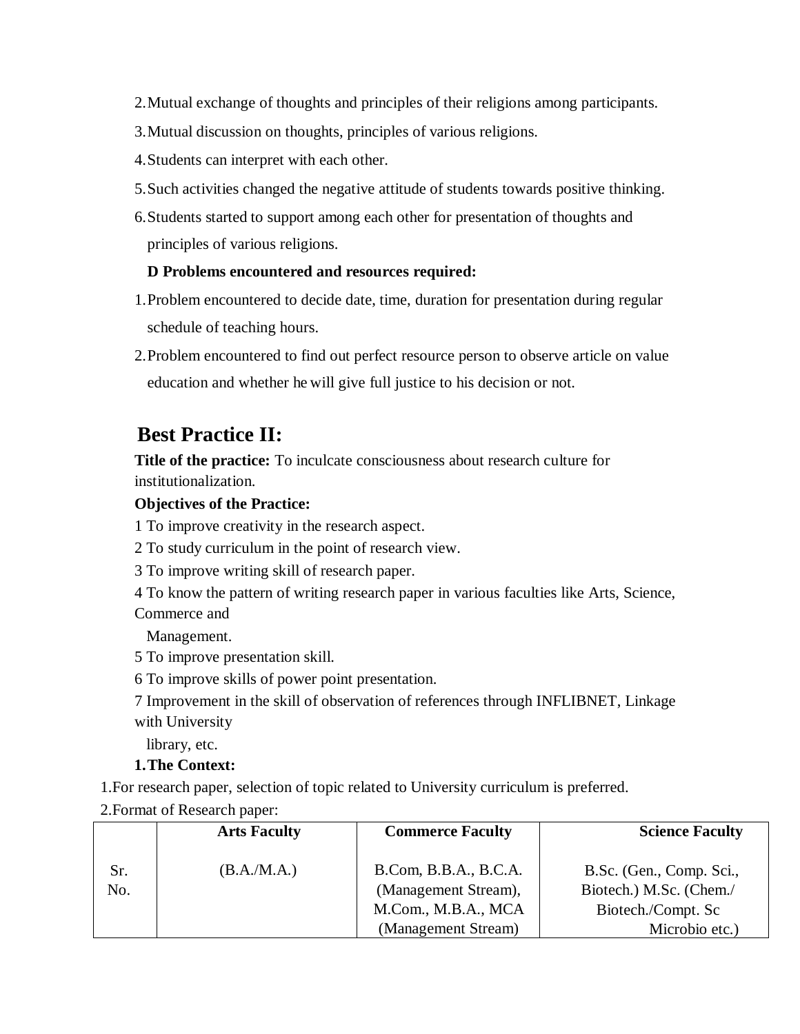2. Mutual exchange of thoughts and principles of their religions among participants.
3. Mutual discussion on thoughts, principles of various religions.
4. Students can interpret with each other.
5. Such activities changed the negative attitude of students towards positive thinking.
6. Students started to support among each other for presentation of thoughts and principles of various religions.

**D Problems encountered and resources required:**

1. Problem encountered to decide date, time, duration for presentation during regular schedule of teaching hours.
2. Problem encountered to find out perfect resource person to observe article on value education and whether he will give full justice to his decision or not.

## Best Practice II:

**Title of the practice:** To inculcate consciousness about research culture for institutionalization.

**Objectives of the Practice:**

1 To improve creativity in the research aspect.

2 To study curriculum in the point of research view.

3 To improve writing skill of research paper.

4 To know the pattern of writing research paper in various faculties like Arts, Science, Commerce and Management.

5 To improve presentation skill.

6 To improve skills of power point presentation.

7 Improvement in the skill of observation of references through INFLIBNET, Linkage with University library, etc.

**1. The Context:**

1. For research paper, selection of topic related to University curriculum is preferred.
2. Format of Research paper:

| Sr. No. | Arts Faculty (B.A./M.A.) | Commerce Faculty B.Com, B.B.A., B.C.A. (Management Stream), M.Com., M.B.A., MCA (Management Stream) | Science Faculty B.Sc. (Gen., Comp. Sci., Biotech.) M.Sc. (Chem./ Biotech./Compt. Sc Microbio etc.) |
|---|---|---|---|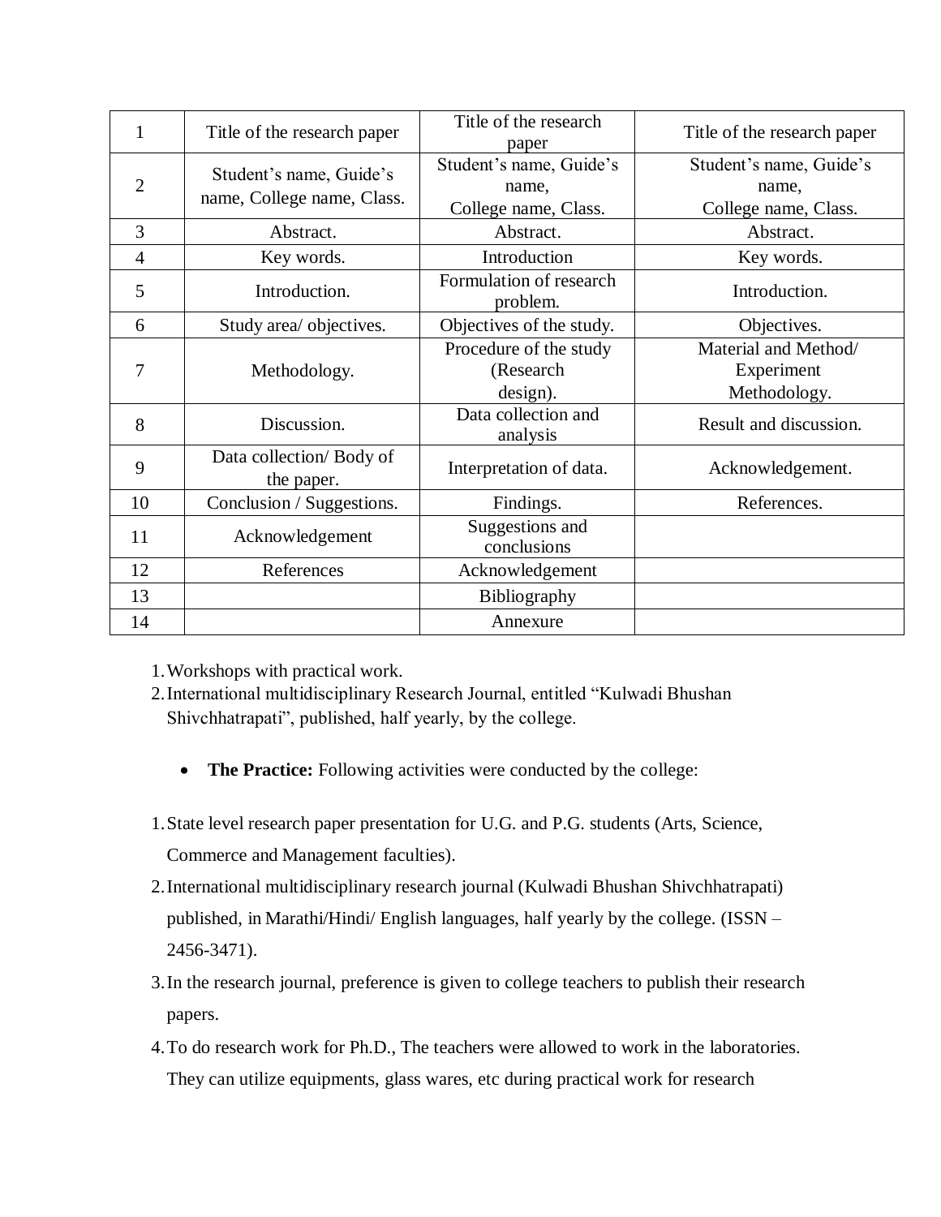| 1 | Title of the research paper | Title of the research paper | Title of the research paper |
|---|---|---|---|
| 2 | Student's name, Guide's name, College name, Class. | Student's name, Guide's name, College name, Class. | Student's name, Guide's name, College name, Class. |
| 3 | Abstract. | Abstract. | Abstract. |
| 4 | Key words. | Introduction | Key words. |
| 5 | Introduction. | Formulation of research problem. | Introduction. |
| 6 | Study area/ objectives. | Objectives of the study. | Objectives. |
| 7 | Methodology. | Procedure of the study (Research design). | Material and Method/ Experiment Methodology. |
| 8 | Discussion. | Data collection and analysis | Result and discussion. |
| 9 | Data collection/ Body of the paper. | Interpretation of data. | Acknowledgement. |
| 10 | Conclusion / Suggestions. | Findings. | References. |
| 11 | Acknowledgement | Suggestions and conclusions | |
| 12 | References | Acknowledgement | |
| 13 | | Bibliography | |
| 14 | | Annexure | |

1. Workshops with practical work.
2. International multidisciplinary Research Journal, entitled "Kulwadi Bhushan Shivchhatrapati", published, half yearly, by the college.

- **The Practice:** Following activities were conducted by the college:

1. State level research paper presentation for U.G. and P.G. students (Arts, Science, Commerce and Management faculties).
2. International multidisciplinary research journal (Kulwadi Bhushan Shivchhatrapati) published, in Marathi/Hindi/ English languages, half yearly by the college. (ISSN – 2456-3471).
3. In the research journal, preference is given to college teachers to publish their research papers.
4. To do research work for Ph.D., The teachers were allowed to work in the laboratories. They can utilize equipments, glass wares, etc during practical work for research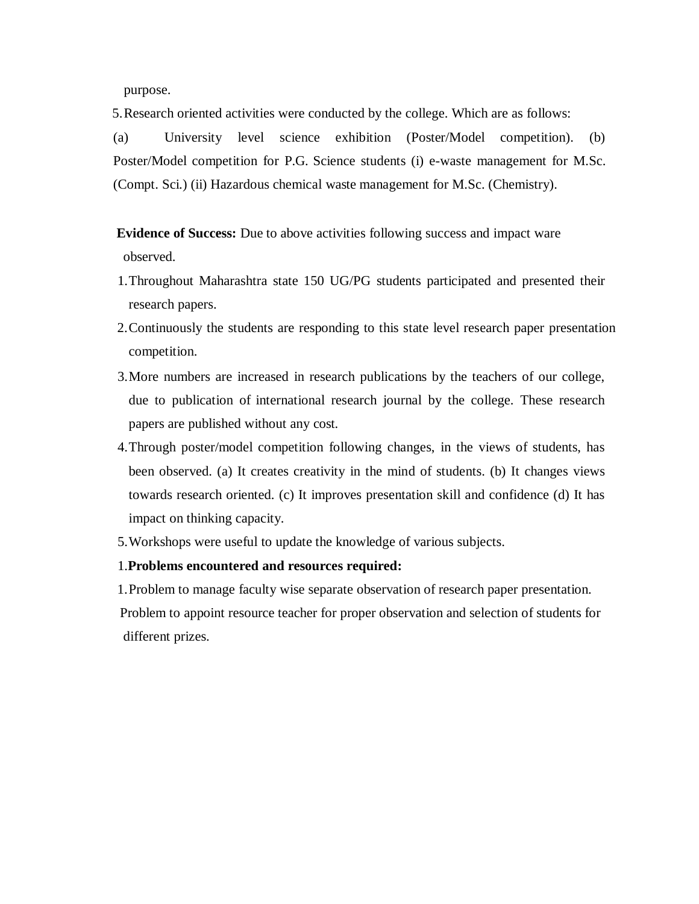purpose.

5. Research oriented activities were conducted by the college. Which are as follows:

(a) University level science exhibition (Poster/Model competition). (b) Poster/Model competition for P.G. Science students (i) e-waste management for M.Sc. (Compt. Sci.) (ii) Hazardous chemical waste management for M.Sc. (Chemistry).

**Evidence of Success:** Due to above activities following success and impact ware observed.

1. Throughout Maharashtra state 150 UG/PG students participated and presented their research papers.
2. Continuously the students are responding to this state level research paper presentation competition.
3. More numbers are increased in research publications by the teachers of our college, due to publication of international research journal by the college. These research papers are published without any cost.
4. Through poster/model competition following changes, in the views of students, has been observed. (a) It creates creativity in the mind of students. (b) It changes views towards research oriented. (c) It improves presentation skill and confidence (d) It has impact on thinking capacity.
5. Workshops were useful to update the knowledge of various subjects.

1. **Problems encountered and resources required:**

1. Problem to manage faculty wise separate observation of research paper presentation.

Problem to appoint resource teacher for proper observation and selection of students for different prizes.